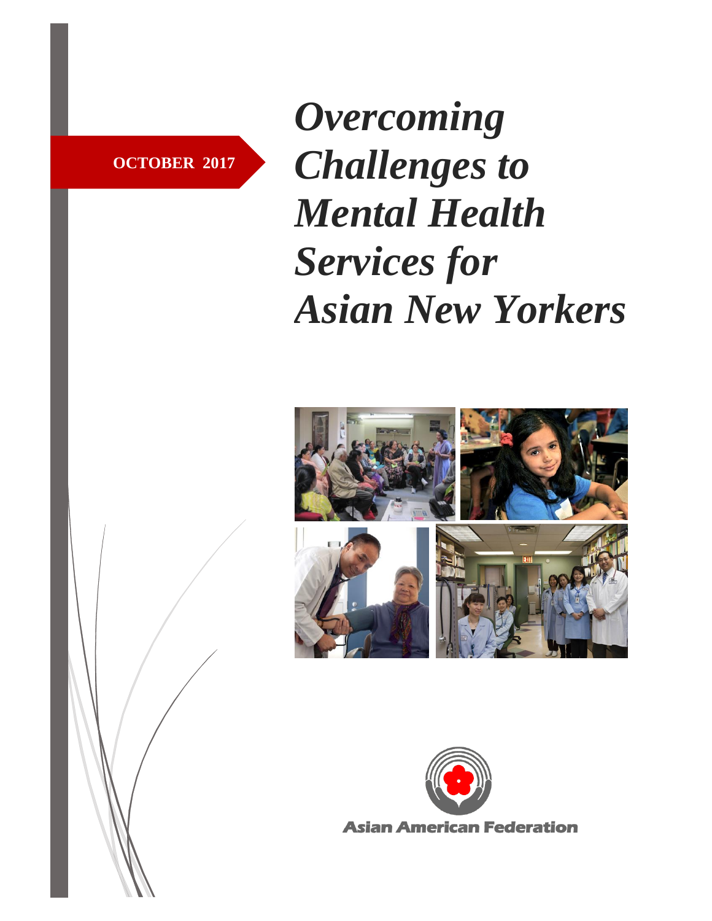OCTOBER 2017

# *Overcoming Challenges to Mental Health Services for Asian New Yorkers*

Asian American Federation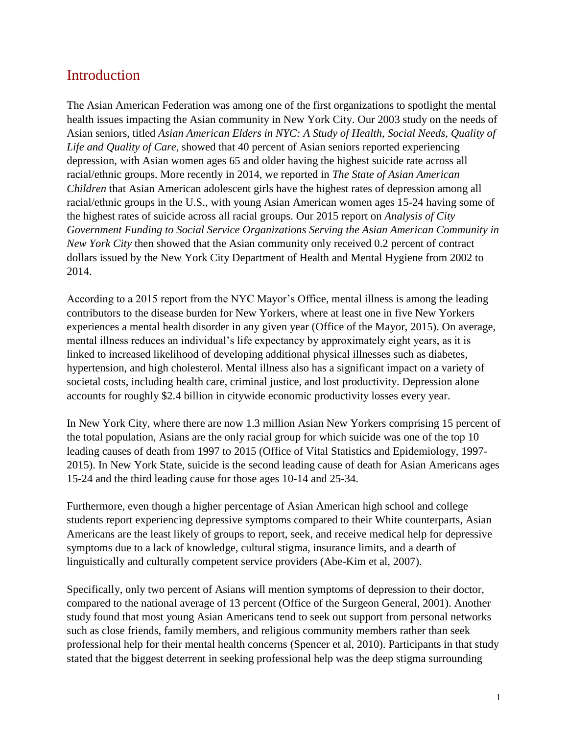## Introduction

The Asian American Federation was among one of the first organizations to spotlight the mental health issues impacting the Asian community in New York City. Our 2003 study on the needs of Asian seniors, titled *Asian American Elders in NYC: A Study of Health, Social Needs, Quality of Life and Quality of Care*, showed that 40 percent of Asian seniors reported experiencing depression, with Asian women ages 65 and older having the highest suicide rate across all racial/ethnic groups. More recently in 2014, we reported in *The State of Asian American Children* that Asian American adolescent girls have the highest rates of depression among all racial/ethnic groups in the U.S., with young Asian American women ages 15-24 having some of the highest rates of suicide across all racial groups. Our 2015 report on *Analysis of City Government Funding to Social Service Organizations Serving the Asian American Community in New York City* then showed that the Asian community only received 0.2 percent of contract dollars issued by the New York City Department of Health and Mental Hygiene from 2002 to 2014.

According to a 2015 report from the NYC Mayor's Office, mental illness is among the leading contributors to the disease burden for New Yorkers, where at least one in five New Yorkers experiences a mental health disorder in any given year (Office of the Mayor, 2015). On average, mental illness reduces an individual's life expectancy by approximately eight years, as it is linked to increased likelihood of developing additional physical illnesses such as diabetes, hypertension, and high cholesterol. Mental illness also has a significant impact on a variety of societal costs, including health care, criminal justice, and lost productivity. Depression alone accounts for roughly $2.4 billion in citywide economic productivity losses every year.

In New York City, where there are now 1.3 million Asian New Yorkers comprising 15 percent of the total population, Asians are the only racial group for which suicide was one of the top 10 leading causes of death from 1997 to 2015 (Office of Vital Statistics and Epidemiology, 1997-2015). In New York State, suicide is the second leading cause of death for Asian Americans ages 15-24 and the third leading cause for those ages 10-14 and 25-34.

Furthermore, even though a higher percentage of Asian American high school and college students report experiencing depressive symptoms compared to their White counterparts, Asian Americans are the least likely of groups to report, seek, and receive medical help for depressive symptoms due to a lack of knowledge, cultural stigma, insurance limits, and a dearth of linguistically and culturally competent service providers (Abe-Kim et al, 2007).

Specifically, only two percent of Asians will mention symptoms of depression to their doctor, compared to the national average of 13 percent (Office of the Surgeon General, 2001). Another study found that most young Asian Americans tend to seek out support from personal networks such as close friends, family members, and religious community members rather than seek professional help for their mental health concerns (Spencer et al, 2010). Participants in that study stated that the biggest deterrent in seeking professional help was the deep stigma surrounding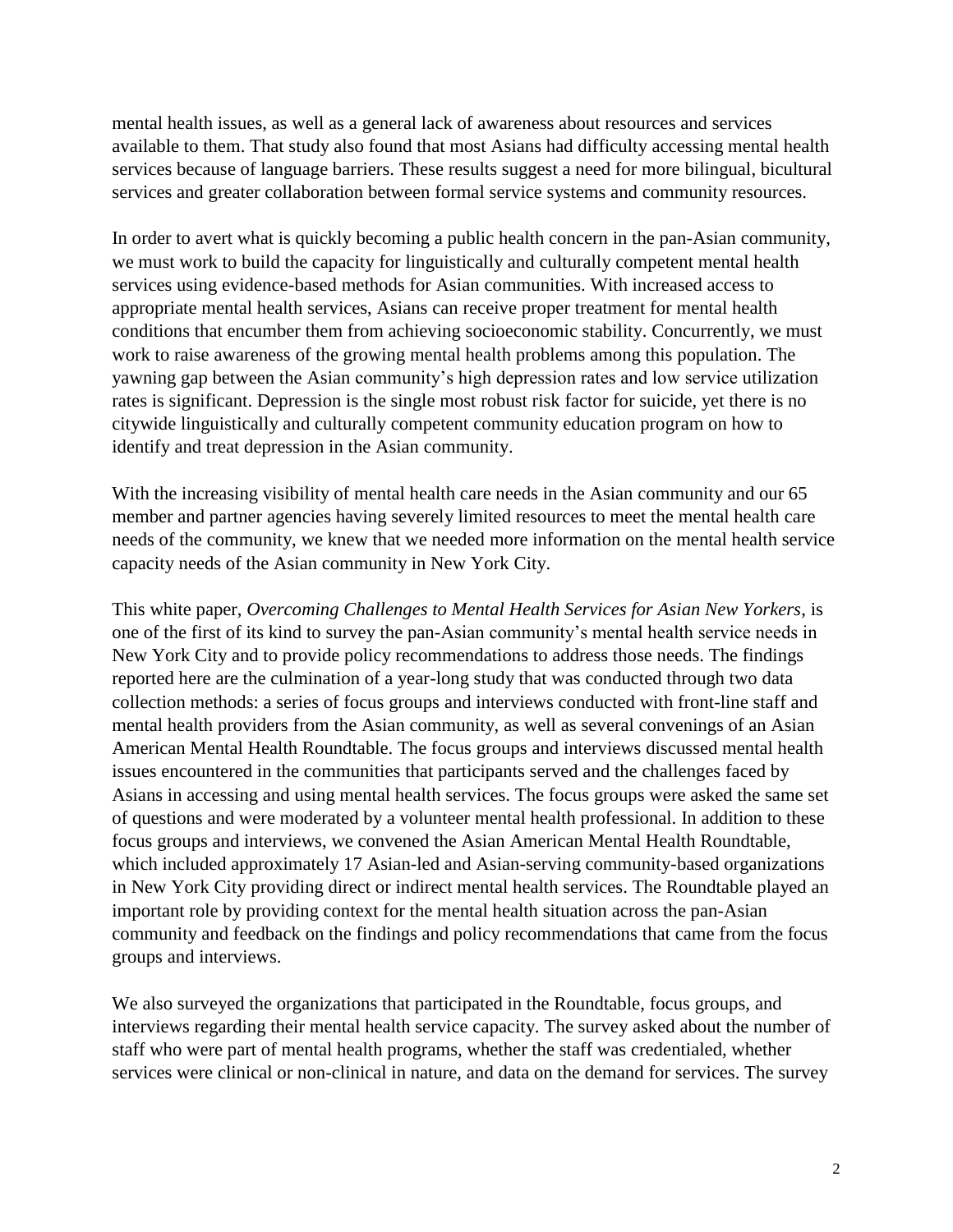mental health issues, as well as a general lack of awareness about resources and services available to them. That study also found that most Asians had difficulty accessing mental health services because of language barriers. These results suggest a need for more bilingual, bicultural services and greater collaboration between formal service systems and community resources.

In order to avert what is quickly becoming a public health concern in the pan-Asian community, we must work to build the capacity for linguistically and culturally competent mental health services using evidence-based methods for Asian communities. With increased access to appropriate mental health services, Asians can receive proper treatment for mental health conditions that encumber them from achieving socioeconomic stability. Concurrently, we must work to raise awareness of the growing mental health problems among this population. The yawning gap between the Asian community's high depression rates and low service utilization rates is significant. Depression is the single most robust risk factor for suicide, yet there is no citywide linguistically and culturally competent community education program on how to identify and treat depression in the Asian community.

With the increasing visibility of mental health care needs in the Asian community and our 65 member and partner agencies having severely limited resources to meet the mental health care needs of the community, we knew that we needed more information on the mental health service capacity needs of the Asian community in New York City.

This white paper, *Overcoming Challenges to Mental Health Services for Asian New Yorkers*, is one of the first of its kind to survey the pan-Asian community's mental health service needs in New York City and to provide policy recommendations to address those needs. The findings reported here are the culmination of a year-long study that was conducted through two data collection methods: a series of focus groups and interviews conducted with front-line staff and mental health providers from the Asian community, as well as several convenings of an Asian American Mental Health Roundtable. The focus groups and interviews discussed mental health issues encountered in the communities that participants served and the challenges faced by Asians in accessing and using mental health services. The focus groups were asked the same set of questions and were moderated by a volunteer mental health professional. In addition to these focus groups and interviews, we convened the Asian American Mental Health Roundtable, which included approximately 17 Asian-led and Asian-serving community-based organizations in New York City providing direct or indirect mental health services. The Roundtable played an important role by providing context for the mental health situation across the pan-Asian community and feedback on the findings and policy recommendations that came from the focus groups and interviews.

We also surveyed the organizations that participated in the Roundtable, focus groups, and interviews regarding their mental health service capacity. The survey asked about the number of staff who were part of mental health programs, whether the staff was credentialed, whether services were clinical or non-clinical in nature, and data on the demand for services. The survey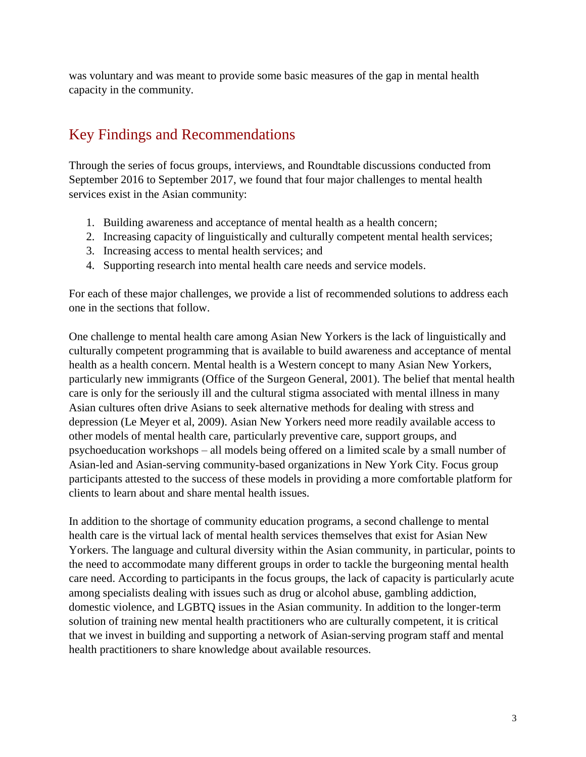was voluntary and was meant to provide some basic measures of the gap in mental health capacity in the community.

## Key Findings and Recommendations

Through the series of focus groups, interviews, and Roundtable discussions conducted from September 2016 to September 2017, we found that four major challenges to mental health services exist in the Asian community:

1. Building awareness and acceptance of mental health as a health concern;
2. Increasing capacity of linguistically and culturally competent mental health services;
3. Increasing access to mental health services; and
4. Supporting research into mental health care needs and service models.

For each of these major challenges, we provide a list of recommended solutions to address each one in the sections that follow.

One challenge to mental health care among Asian New Yorkers is the lack of linguistically and culturally competent programming that is available to build awareness and acceptance of mental health as a health concern. Mental health is a Western concept to many Asian New Yorkers, particularly new immigrants (Office of the Surgeon General, 2001). The belief that mental health care is only for the seriously ill and the cultural stigma associated with mental illness in many Asian cultures often drive Asians to seek alternative methods for dealing with stress and depression (Le Meyer et al, 2009). Asian New Yorkers need more readily available access to other models of mental health care, particularly preventive care, support groups, and psychoeducation workshops – all models being offered on a limited scale by a small number of Asian-led and Asian-serving community-based organizations in New York City. Focus group participants attested to the success of these models in providing a more comfortable platform for clients to learn about and share mental health issues.

In addition to the shortage of community education programs, a second challenge to mental health care is the virtual lack of mental health services themselves that exist for Asian New Yorkers. The language and cultural diversity within the Asian community, in particular, points to the need to accommodate many different groups in order to tackle the burgeoning mental health care need. According to participants in the focus groups, the lack of capacity is particularly acute among specialists dealing with issues such as drug or alcohol abuse, gambling addiction, domestic violence, and LGBTQ issues in the Asian community. In addition to the longer-term solution of training new mental health practitioners who are culturally competent, it is critical that we invest in building and supporting a network of Asian-serving program staff and mental health practitioners to share knowledge about available resources.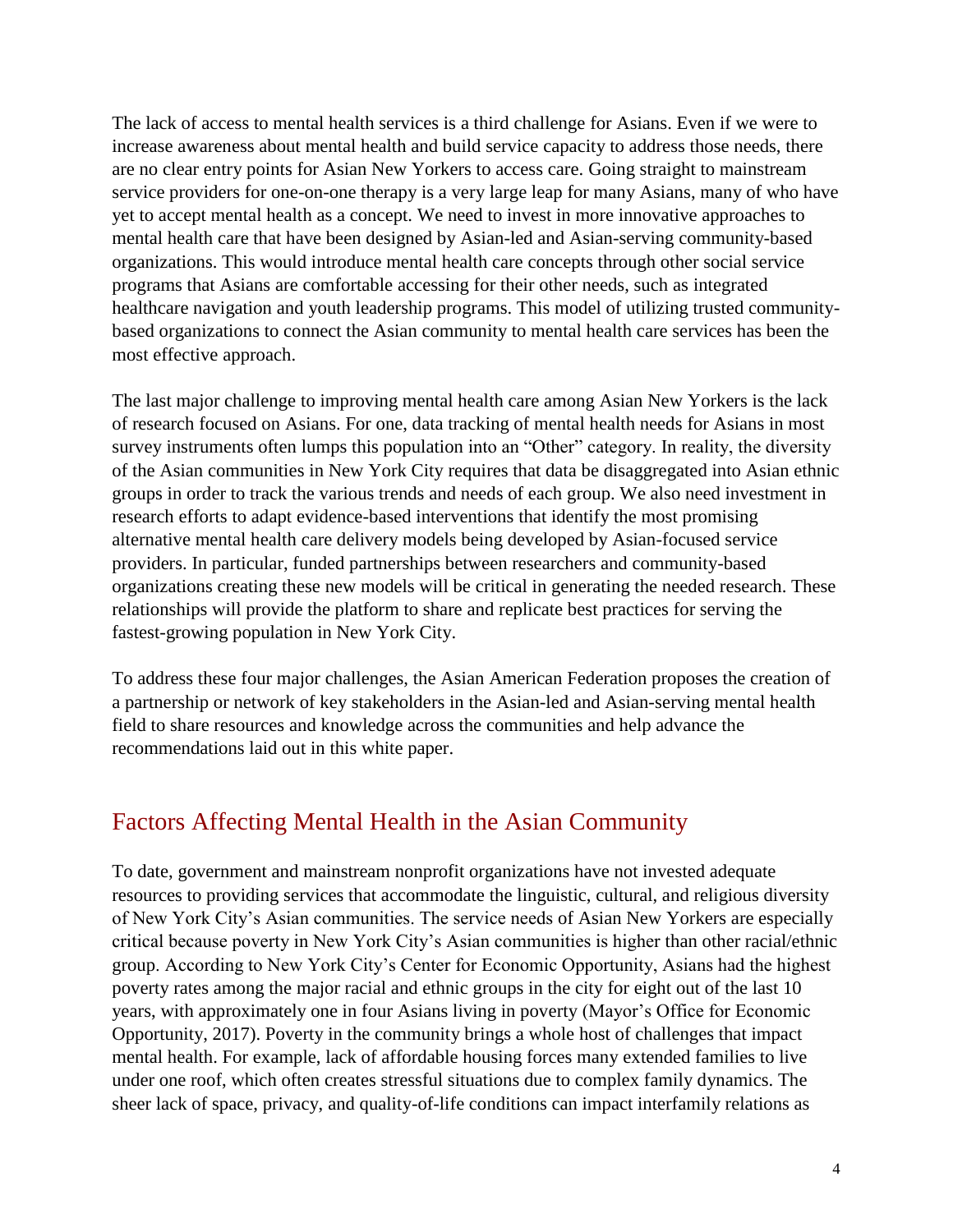The lack of access to mental health services is a third challenge for Asians. Even if we were to increase awareness about mental health and build service capacity to address those needs, there are no clear entry points for Asian New Yorkers to access care. Going straight to mainstream service providers for one-on-one therapy is a very large leap for many Asians, many of who have yet to accept mental health as a concept. We need to invest in more innovative approaches to mental health care that have been designed by Asian-led and Asian-serving community-based organizations. This would introduce mental health care concepts through other social service programs that Asians are comfortable accessing for their other needs, such as integrated healthcare navigation and youth leadership programs. This model of utilizing trusted community-based organizations to connect the Asian community to mental health care services has been the most effective approach.

The last major challenge to improving mental health care among Asian New Yorkers is the lack of research focused on Asians. For one, data tracking of mental health needs for Asians in most survey instruments often lumps this population into an "Other" category. In reality, the diversity of the Asian communities in New York City requires that data be disaggregated into Asian ethnic groups in order to track the various trends and needs of each group. We also need investment in research efforts to adapt evidence-based interventions that identify the most promising alternative mental health care delivery models being developed by Asian-focused service providers. In particular, funded partnerships between researchers and community-based organizations creating these new models will be critical in generating the needed research. These relationships will provide the platform to share and replicate best practices for serving the fastest-growing population in New York City.

To address these four major challenges, the Asian American Federation proposes the creation of a partnership or network of key stakeholders in the Asian-led and Asian-serving mental health field to share resources and knowledge across the communities and help advance the recommendations laid out in this white paper.

## Factors Affecting Mental Health in the Asian Community

To date, government and mainstream nonprofit organizations have not invested adequate resources to providing services that accommodate the linguistic, cultural, and religious diversity of New York City's Asian communities. The service needs of Asian New Yorkers are especially critical because poverty in New York City's Asian communities is higher than other racial/ethnic group. According to New York City's Center for Economic Opportunity, Asians had the highest poverty rates among the major racial and ethnic groups in the city for eight out of the last 10 years, with approximately one in four Asians living in poverty (Mayor's Office for Economic Opportunity, 2017). Poverty in the community brings a whole host of challenges that impact mental health. For example, lack of affordable housing forces many extended families to live under one roof, which often creates stressful situations due to complex family dynamics. The sheer lack of space, privacy, and quality-of-life conditions can impact interfamily relations as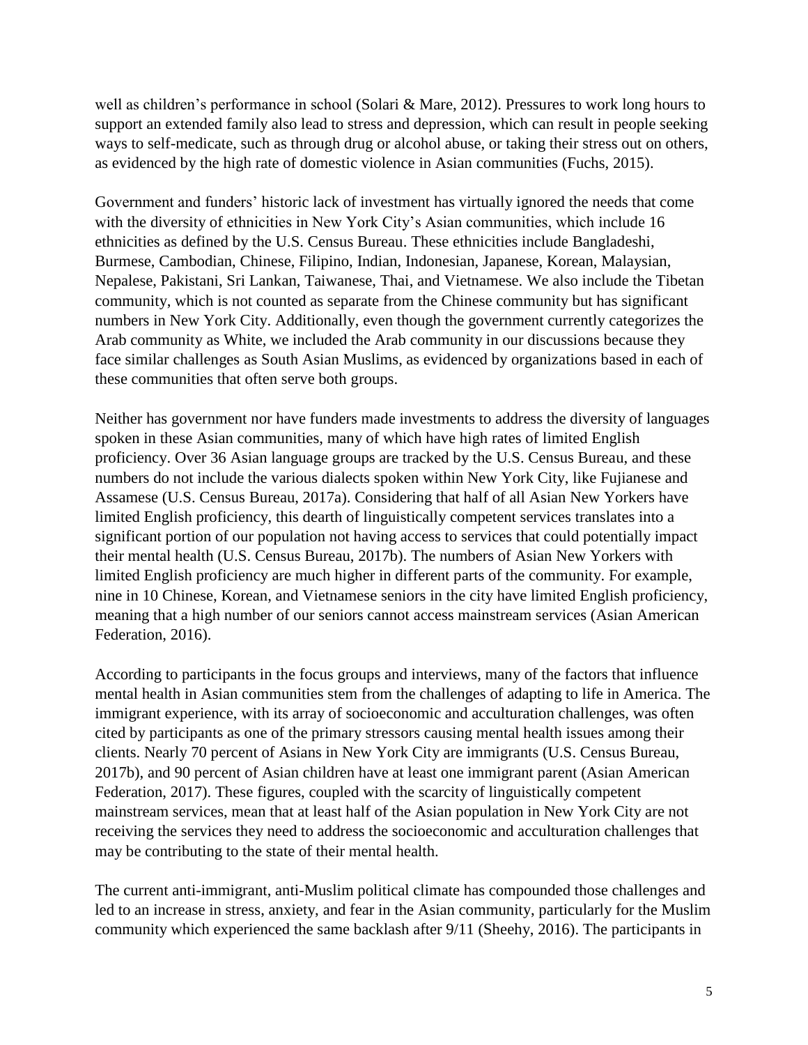well as children's performance in school (Solari & Mare, 2012). Pressures to work long hours to support an extended family also lead to stress and depression, which can result in people seeking ways to self-medicate, such as through drug or alcohol abuse, or taking their stress out on others, as evidenced by the high rate of domestic violence in Asian communities (Fuchs, 2015).

Government and funders' historic lack of investment has virtually ignored the needs that come with the diversity of ethnicities in New York City's Asian communities, which include 16 ethnicities as defined by the U.S. Census Bureau. These ethnicities include Bangladeshi, Burmese, Cambodian, Chinese, Filipino, Indian, Indonesian, Japanese, Korean, Malaysian, Nepalese, Pakistani, Sri Lankan, Taiwanese, Thai, and Vietnamese. We also include the Tibetan community, which is not counted as separate from the Chinese community but has significant numbers in New York City. Additionally, even though the government currently categorizes the Arab community as White, we included the Arab community in our discussions because they face similar challenges as South Asian Muslims, as evidenced by organizations based in each of these communities that often serve both groups.

Neither has government nor have funders made investments to address the diversity of languages spoken in these Asian communities, many of which have high rates of limited English proficiency. Over 36 Asian language groups are tracked by the U.S. Census Bureau, and these numbers do not include the various dialects spoken within New York City, like Fujianese and Assamese (U.S. Census Bureau, 2017a). Considering that half of all Asian New Yorkers have limited English proficiency, this dearth of linguistically competent services translates into a significant portion of our population not having access to services that could potentially impact their mental health (U.S. Census Bureau, 2017b). The numbers of Asian New Yorkers with limited English proficiency are much higher in different parts of the community. For example, nine in 10 Chinese, Korean, and Vietnamese seniors in the city have limited English proficiency, meaning that a high number of our seniors cannot access mainstream services (Asian American Federation, 2016).

According to participants in the focus groups and interviews, many of the factors that influence mental health in Asian communities stem from the challenges of adapting to life in America. The immigrant experience, with its array of socioeconomic and acculturation challenges, was often cited by participants as one of the primary stressors causing mental health issues among their clients. Nearly 70 percent of Asians in New York City are immigrants (U.S. Census Bureau, 2017b), and 90 percent of Asian children have at least one immigrant parent (Asian American Federation, 2017). These figures, coupled with the scarcity of linguistically competent mainstream services, mean that at least half of the Asian population in New York City are not receiving the services they need to address the socioeconomic and acculturation challenges that may be contributing to the state of their mental health.

The current anti-immigrant, anti-Muslim political climate has compounded those challenges and led to an increase in stress, anxiety, and fear in the Asian community, particularly for the Muslim community which experienced the same backlash after 9/11 (Sheehy, 2016). The participants in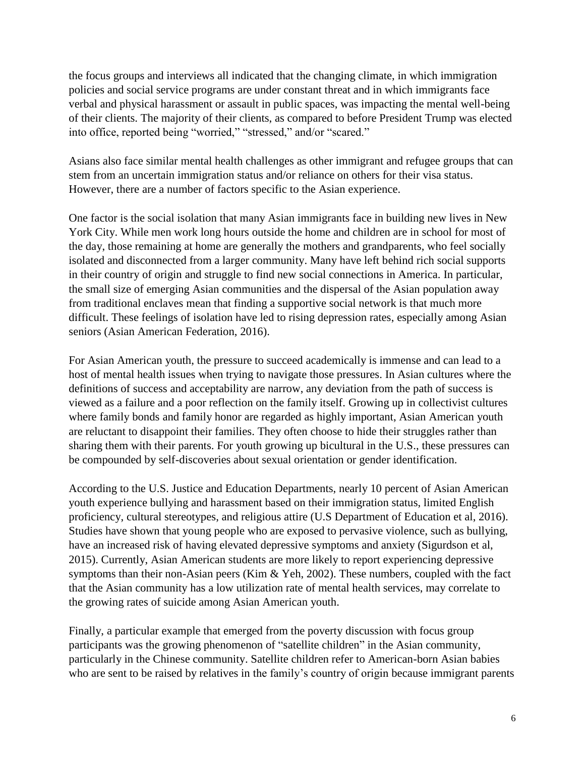the focus groups and interviews all indicated that the changing climate, in which immigration policies and social service programs are under constant threat and in which immigrants face verbal and physical harassment or assault in public spaces, was impacting the mental well-being of their clients. The majority of their clients, as compared to before President Trump was elected into office, reported being "worried," "stressed," and/or "scared."

Asians also face similar mental health challenges as other immigrant and refugee groups that can stem from an uncertain immigration status and/or reliance on others for their visa status. However, there are a number of factors specific to the Asian experience.

One factor is the social isolation that many Asian immigrants face in building new lives in New York City. While men work long hours outside the home and children are in school for most of the day, those remaining at home are generally the mothers and grandparents, who feel socially isolated and disconnected from a larger community. Many have left behind rich social supports in their country of origin and struggle to find new social connections in America. In particular, the small size of emerging Asian communities and the dispersal of the Asian population away from traditional enclaves mean that finding a supportive social network is that much more difficult. These feelings of isolation have led to rising depression rates, especially among Asian seniors (Asian American Federation, 2016).

For Asian American youth, the pressure to succeed academically is immense and can lead to a host of mental health issues when trying to navigate those pressures. In Asian cultures where the definitions of success and acceptability are narrow, any deviation from the path of success is viewed as a failure and a poor reflection on the family itself. Growing up in collectivist cultures where family bonds and family honor are regarded as highly important, Asian American youth are reluctant to disappoint their families. They often choose to hide their struggles rather than sharing them with their parents. For youth growing up bicultural in the U.S., these pressures can be compounded by self-discoveries about sexual orientation or gender identification.

According to the U.S. Justice and Education Departments, nearly 10 percent of Asian American youth experience bullying and harassment based on their immigration status, limited English proficiency, cultural stereotypes, and religious attire (U.S Department of Education et al, 2016). Studies have shown that young people who are exposed to pervasive violence, such as bullying, have an increased risk of having elevated depressive symptoms and anxiety (Sigurdson et al, 2015). Currently, Asian American students are more likely to report experiencing depressive symptoms than their non-Asian peers (Kim & Yeh, 2002). These numbers, coupled with the fact that the Asian community has a low utilization rate of mental health services, may correlate to the growing rates of suicide among Asian American youth.

Finally, a particular example that emerged from the poverty discussion with focus group participants was the growing phenomenon of "satellite children" in the Asian community, particularly in the Chinese community. Satellite children refer to American-born Asian babies who are sent to be raised by relatives in the family's country of origin because immigrant parents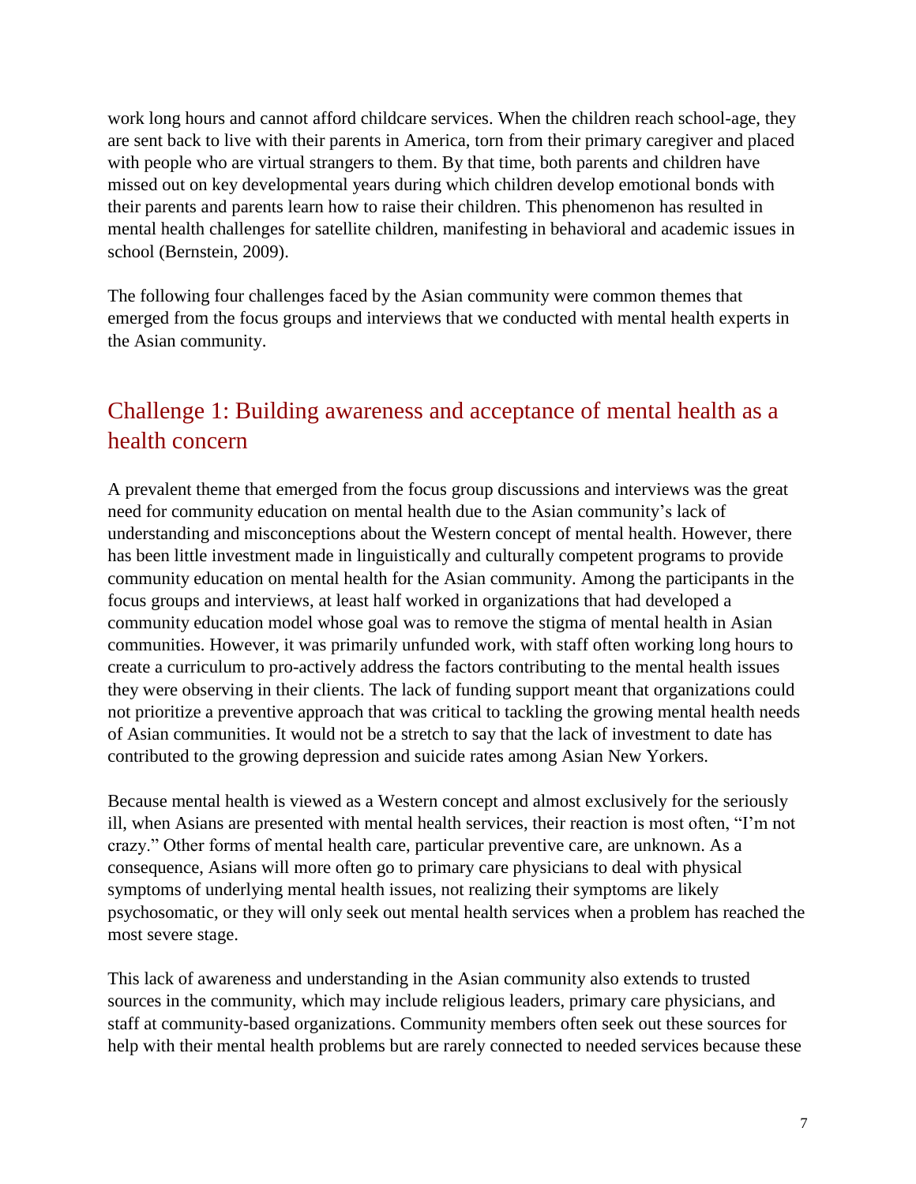work long hours and cannot afford childcare services. When the children reach school-age, they are sent back to live with their parents in America, torn from their primary caregiver and placed with people who are virtual strangers to them. By that time, both parents and children have missed out on key developmental years during which children develop emotional bonds with their parents and parents learn how to raise their children. This phenomenon has resulted in mental health challenges for satellite children, manifesting in behavioral and academic issues in school (Bernstein, 2009).

The following four challenges faced by the Asian community were common themes that emerged from the focus groups and interviews that we conducted with mental health experts in the Asian community.

## Challenge 1: Building awareness and acceptance of mental health as a health concern

A prevalent theme that emerged from the focus group discussions and interviews was the great need for community education on mental health due to the Asian community's lack of understanding and misconceptions about the Western concept of mental health. However, there has been little investment made in linguistically and culturally competent programs to provide community education on mental health for the Asian community. Among the participants in the focus groups and interviews, at least half worked in organizations that had developed a community education model whose goal was to remove the stigma of mental health in Asian communities. However, it was primarily unfunded work, with staff often working long hours to create a curriculum to pro-actively address the factors contributing to the mental health issues they were observing in their clients. The lack of funding support meant that organizations could not prioritize a preventive approach that was critical to tackling the growing mental health needs of Asian communities. It would not be a stretch to say that the lack of investment to date has contributed to the growing depression and suicide rates among Asian New Yorkers.

Because mental health is viewed as a Western concept and almost exclusively for the seriously ill, when Asians are presented with mental health services, their reaction is most often, "I'm not crazy." Other forms of mental health care, particular preventive care, are unknown. As a consequence, Asians will more often go to primary care physicians to deal with physical symptoms of underlying mental health issues, not realizing their symptoms are likely psychosomatic, or they will only seek out mental health services when a problem has reached the most severe stage.

This lack of awareness and understanding in the Asian community also extends to trusted sources in the community, which may include religious leaders, primary care physicians, and staff at community-based organizations. Community members often seek out these sources for help with their mental health problems but are rarely connected to needed services because these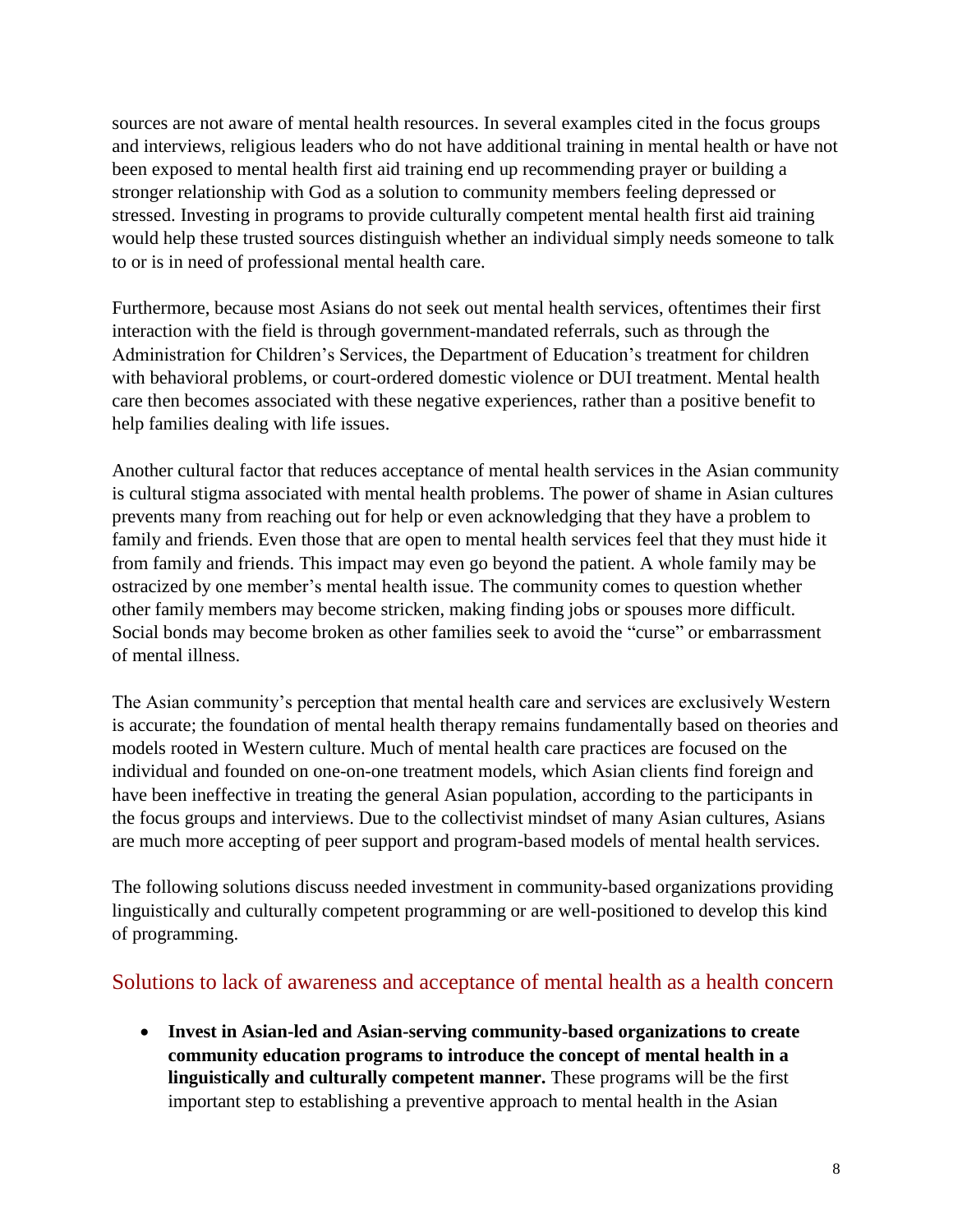sources are not aware of mental health resources. In several examples cited in the focus groups and interviews, religious leaders who do not have additional training in mental health or have not been exposed to mental health first aid training end up recommending prayer or building a stronger relationship with God as a solution to community members feeling depressed or stressed. Investing in programs to provide culturally competent mental health first aid training would help these trusted sources distinguish whether an individual simply needs someone to talk to or is in need of professional mental health care.

Furthermore, because most Asians do not seek out mental health services, oftentimes their first interaction with the field is through government-mandated referrals, such as through the Administration for Children's Services, the Department of Education's treatment for children with behavioral problems, or court-ordered domestic violence or DUI treatment. Mental health care then becomes associated with these negative experiences, rather than a positive benefit to help families dealing with life issues.

Another cultural factor that reduces acceptance of mental health services in the Asian community is cultural stigma associated with mental health problems. The power of shame in Asian cultures prevents many from reaching out for help or even acknowledging that they have a problem to family and friends. Even those that are open to mental health services feel that they must hide it from family and friends. This impact may even go beyond the patient. A whole family may be ostracized by one member's mental health issue. The community comes to question whether other family members may become stricken, making finding jobs or spouses more difficult. Social bonds may become broken as other families seek to avoid the "curse" or embarrassment of mental illness.

The Asian community's perception that mental health care and services are exclusively Western is accurate; the foundation of mental health therapy remains fundamentally based on theories and models rooted in Western culture. Much of mental health care practices are focused on the individual and founded on one-on-one treatment models, which Asian clients find foreign and have been ineffective in treating the general Asian population, according to the participants in the focus groups and interviews. Due to the collectivist mindset of many Asian cultures, Asians are much more accepting of peer support and program-based models of mental health services.

The following solutions discuss needed investment in community-based organizations providing linguistically and culturally competent programming or are well-positioned to develop this kind of programming.

## Solutions to lack of awareness and acceptance of mental health as a health concern

- **Invest in Asian-led and Asian-serving community-based organizations to create community education programs to introduce the concept of mental health in a linguistically and culturally competent manner.** These programs will be the first important step to establishing a preventive approach to mental health in the Asian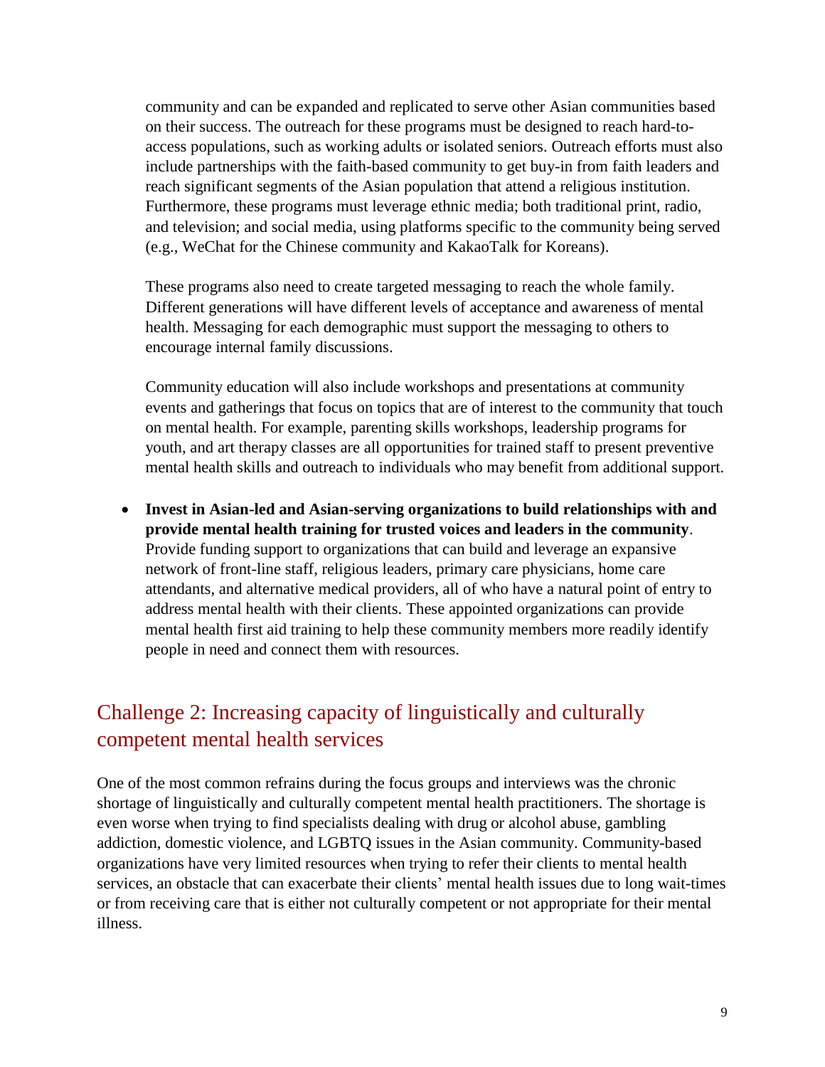community and can be expanded and replicated to serve other Asian communities based on their success. The outreach for these programs must be designed to reach hard-to-access populations, such as working adults or isolated seniors. Outreach efforts must also include partnerships with the faith-based community to get buy-in from faith leaders and reach significant segments of the Asian population that attend a religious institution. Furthermore, these programs must leverage ethnic media; both traditional print, radio, and television; and social media, using platforms specific to the community being served (e.g., WeChat for the Chinese community and KakaoTalk for Koreans).

These programs also need to create targeted messaging to reach the whole family. Different generations will have different levels of acceptance and awareness of mental health. Messaging for each demographic must support the messaging to others to encourage internal family discussions.

Community education will also include workshops and presentations at community events and gatherings that focus on topics that are of interest to the community that touch on mental health. For example, parenting skills workshops, leadership programs for youth, and art therapy classes are all opportunities for trained staff to present preventive mental health skills and outreach to individuals who may benefit from additional support.

- **Invest in Asian-led and Asian-serving organizations to build relationships with and provide mental health training for trusted voices and leaders in the community**. Provide funding support to organizations that can build and leverage an expansive network of front-line staff, religious leaders, primary care physicians, home care attendants, and alternative medical providers, all of who have a natural point of entry to address mental health with their clients. These appointed organizations can provide mental health first aid training to help these community members more readily identify people in need and connect them with resources.

## Challenge 2: Increasing capacity of linguistically and culturally competent mental health services

One of the most common refrains during the focus groups and interviews was the chronic shortage of linguistically and culturally competent mental health practitioners. The shortage is even worse when trying to find specialists dealing with drug or alcohol abuse, gambling addiction, domestic violence, and LGBTQ issues in the Asian community. Community-based organizations have very limited resources when trying to refer their clients to mental health services, an obstacle that can exacerbate their clients' mental health issues due to long wait-times or from receiving care that is either not culturally competent or not appropriate for their mental illness.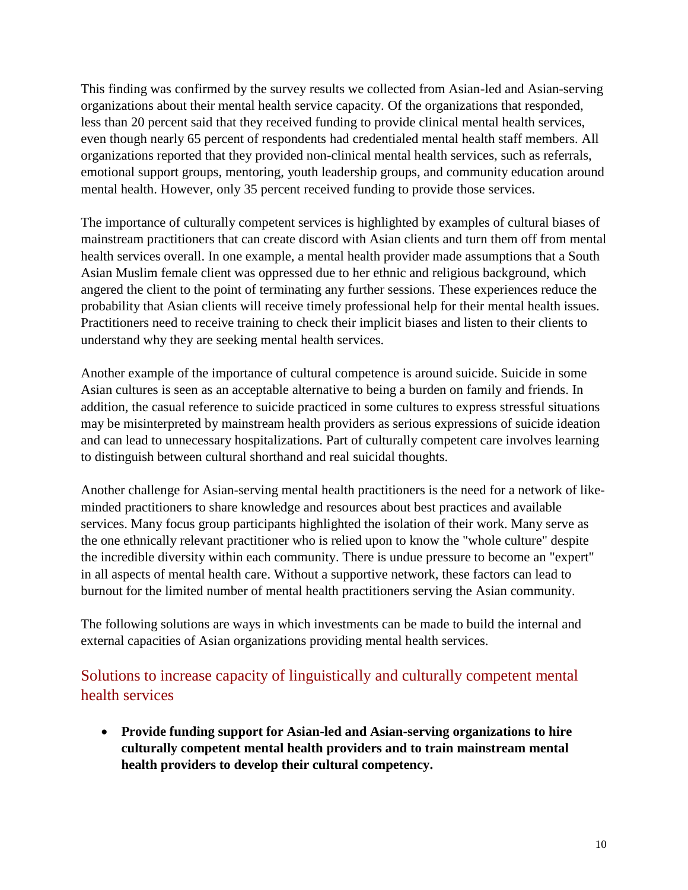This finding was confirmed by the survey results we collected from Asian-led and Asian-serving organizations about their mental health service capacity. Of the organizations that responded, less than 20 percent said that they received funding to provide clinical mental health services, even though nearly 65 percent of respondents had credentialed mental health staff members. All organizations reported that they provided non-clinical mental health services, such as referrals, emotional support groups, mentoring, youth leadership groups, and community education around mental health. However, only 35 percent received funding to provide those services.

The importance of culturally competent services is highlighted by examples of cultural biases of mainstream practitioners that can create discord with Asian clients and turn them off from mental health services overall. In one example, a mental health provider made assumptions that a South Asian Muslim female client was oppressed due to her ethnic and religious background, which angered the client to the point of terminating any further sessions. These experiences reduce the probability that Asian clients will receive timely professional help for their mental health issues. Practitioners need to receive training to check their implicit biases and listen to their clients to understand why they are seeking mental health services.

Another example of the importance of cultural competence is around suicide. Suicide in some Asian cultures is seen as an acceptable alternative to being a burden on family and friends. In addition, the casual reference to suicide practiced in some cultures to express stressful situations may be misinterpreted by mainstream health providers as serious expressions of suicide ideation and can lead to unnecessary hospitalizations. Part of culturally competent care involves learning to distinguish between cultural shorthand and real suicidal thoughts.

Another challenge for Asian-serving mental health practitioners is the need for a network of like-minded practitioners to share knowledge and resources about best practices and available services. Many focus group participants highlighted the isolation of their work. Many serve as the one ethnically relevant practitioner who is relied upon to know the "whole culture" despite the incredible diversity within each community. There is undue pressure to become an "expert" in all aspects of mental health care. Without a supportive network, these factors can lead to burnout for the limited number of mental health practitioners serving the Asian community.

The following solutions are ways in which investments can be made to build the internal and external capacities of Asian organizations providing mental health services.

## Solutions to increase capacity of linguistically and culturally competent mental health services

- **Provide funding support for Asian-led and Asian-serving organizations to hire culturally competent mental health providers and to train mainstream mental health providers to develop their cultural competency.**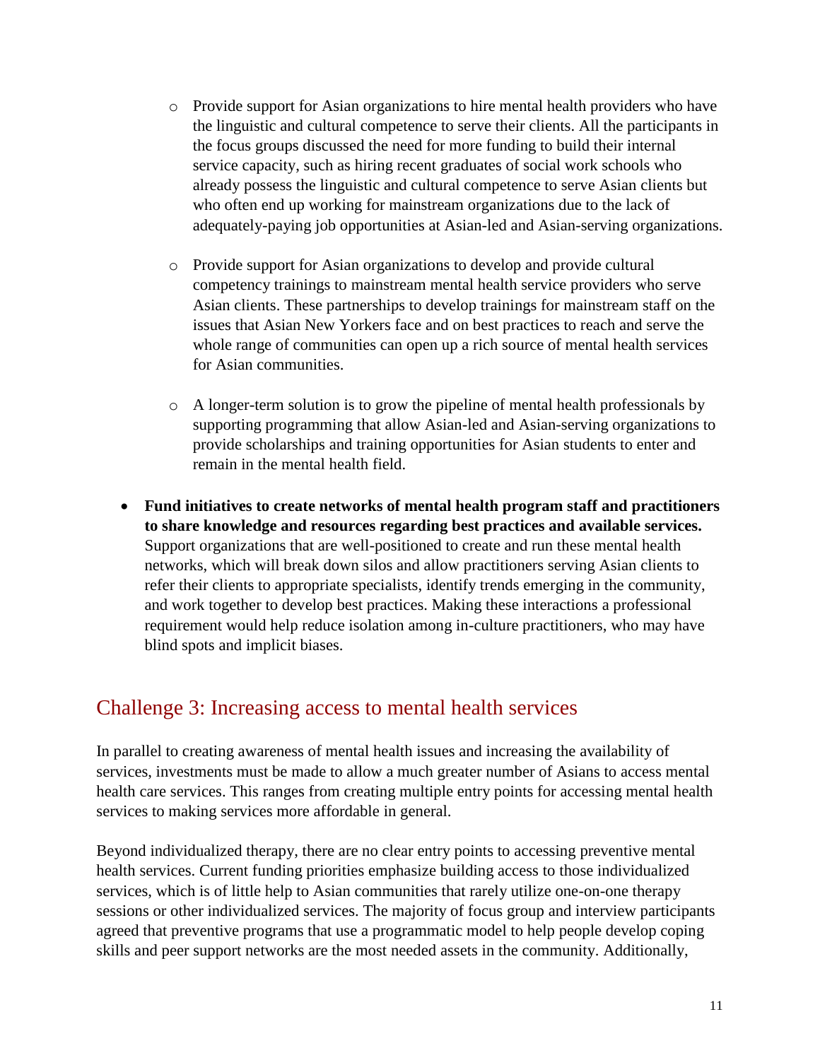- Provide support for Asian organizations to hire mental health providers who have the linguistic and cultural competence to serve their clients. All the participants in the focus groups discussed the need for more funding to build their internal service capacity, such as hiring recent graduates of social work schools who already possess the linguistic and cultural competence to serve Asian clients but who often end up working for mainstream organizations due to the lack of adequately-paying job opportunities at Asian-led and Asian-serving organizations.

  - Provide support for Asian organizations to develop and provide cultural competency trainings to mainstream mental health service providers who serve Asian clients. These partnerships to develop trainings for mainstream staff on the issues that Asian New Yorkers face and on best practices to reach and serve the whole range of communities can open up a rich source of mental health services for Asian communities.

  - A longer-term solution is to grow the pipeline of mental health professionals by supporting programming that allow Asian-led and Asian-serving organizations to provide scholarships and training opportunities for Asian students to enter and remain in the mental health field.

- **Fund initiatives to create networks of mental health program staff and practitioners to share knowledge and resources regarding best practices and available services.** Support organizations that are well-positioned to create and run these mental health networks, which will break down silos and allow practitioners serving Asian clients to refer their clients to appropriate specialists, identify trends emerging in the community, and work together to develop best practices. Making these interactions a professional requirement would help reduce isolation among in-culture practitioners, who may have blind spots and implicit biases.

## Challenge 3: Increasing access to mental health services

In parallel to creating awareness of mental health issues and increasing the availability of services, investments must be made to allow a much greater number of Asians to access mental health care services. This ranges from creating multiple entry points for accessing mental health services to making services more affordable in general.

Beyond individualized therapy, there are no clear entry points to accessing preventive mental health services. Current funding priorities emphasize building access to those individualized services, which is of little help to Asian communities that rarely utilize one-on-one therapy sessions or other individualized services. The majority of focus group and interview participants agreed that preventive programs that use a programmatic model to help people develop coping skills and peer support networks are the most needed assets in the community. Additionally,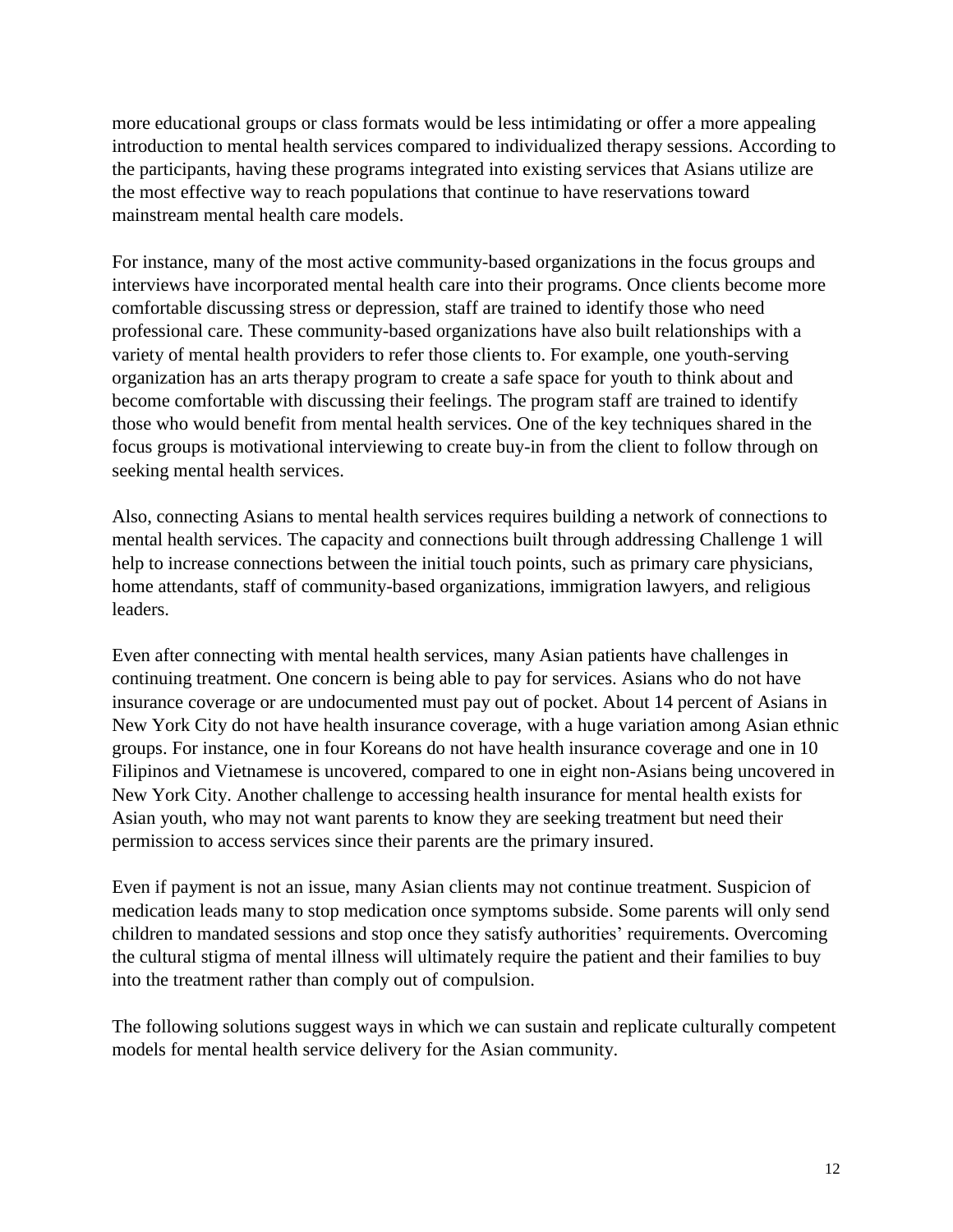more educational groups or class formats would be less intimidating or offer a more appealing introduction to mental health services compared to individualized therapy sessions. According to the participants, having these programs integrated into existing services that Asians utilize are the most effective way to reach populations that continue to have reservations toward mainstream mental health care models.

For instance, many of the most active community-based organizations in the focus groups and interviews have incorporated mental health care into their programs. Once clients become more comfortable discussing stress or depression, staff are trained to identify those who need professional care. These community-based organizations have also built relationships with a variety of mental health providers to refer those clients to. For example, one youth-serving organization has an arts therapy program to create a safe space for youth to think about and become comfortable with discussing their feelings. The program staff are trained to identify those who would benefit from mental health services. One of the key techniques shared in the focus groups is motivational interviewing to create buy-in from the client to follow through on seeking mental health services.

Also, connecting Asians to mental health services requires building a network of connections to mental health services. The capacity and connections built through addressing Challenge 1 will help to increase connections between the initial touch points, such as primary care physicians, home attendants, staff of community-based organizations, immigration lawyers, and religious leaders.

Even after connecting with mental health services, many Asian patients have challenges in continuing treatment. One concern is being able to pay for services. Asians who do not have insurance coverage or are undocumented must pay out of pocket. About 14 percent of Asians in New York City do not have health insurance coverage, with a huge variation among Asian ethnic groups. For instance, one in four Koreans do not have health insurance coverage and one in 10 Filipinos and Vietnamese is uncovered, compared to one in eight non-Asians being uncovered in New York City. Another challenge to accessing health insurance for mental health exists for Asian youth, who may not want parents to know they are seeking treatment but need their permission to access services since their parents are the primary insured.

Even if payment is not an issue, many Asian clients may not continue treatment. Suspicion of medication leads many to stop medication once symptoms subside. Some parents will only send children to mandated sessions and stop once they satisfy authorities' requirements. Overcoming the cultural stigma of mental illness will ultimately require the patient and their families to buy into the treatment rather than comply out of compulsion.

The following solutions suggest ways in which we can sustain and replicate culturally competent models for mental health service delivery for the Asian community.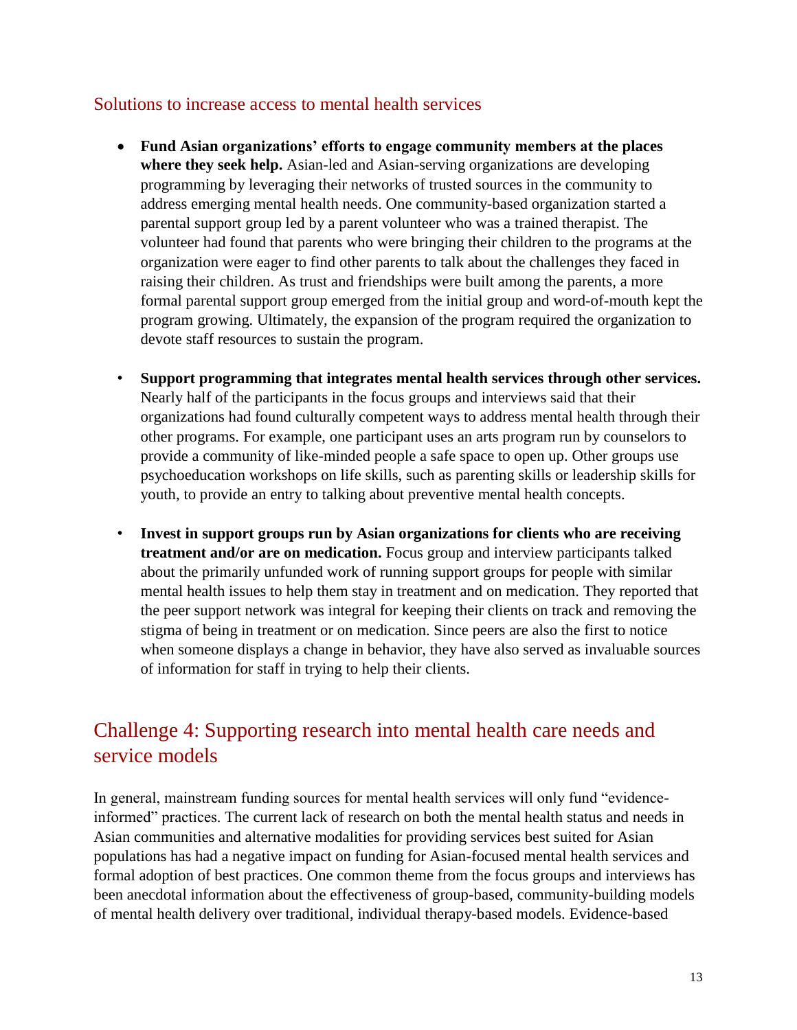## Solutions to increase access to mental health services

- **Fund Asian organizations' efforts to engage community members at the places where they seek help.** Asian-led and Asian-serving organizations are developing programming by leveraging their networks of trusted sources in the community to address emerging mental health needs. One community-based organization started a parental support group led by a parent volunteer who was a trained therapist. The volunteer had found that parents who were bringing their children to the programs at the organization were eager to find other parents to talk about the challenges they faced in raising their children. As trust and friendships were built among the parents, a more formal parental support group emerged from the initial group and word-of-mouth kept the program growing. Ultimately, the expansion of the program required the organization to devote staff resources to sustain the program.

- **Support programming that integrates mental health services through other services.** Nearly half of the participants in the focus groups and interviews said that their organizations had found culturally competent ways to address mental health through their other programs. For example, one participant uses an arts program run by counselors to provide a community of like-minded people a safe space to open up. Other groups use psychoeducation workshops on life skills, such as parenting skills or leadership skills for youth, to provide an entry to talking about preventive mental health concepts.

- **Invest in support groups run by Asian organizations for clients who are receiving treatment and/or are on medication.** Focus group and interview participants talked about the primarily unfunded work of running support groups for people with similar mental health issues to help them stay in treatment and on medication. They reported that the peer support network was integral for keeping their clients on track and removing the stigma of being in treatment or on medication. Since peers are also the first to notice when someone displays a change in behavior, they have also served as invaluable sources of information for staff in trying to help their clients.

## Challenge 4: Supporting research into mental health care needs and service models

In general, mainstream funding sources for mental health services will only fund "evidence-informed" practices. The current lack of research on both the mental health status and needs in Asian communities and alternative modalities for providing services best suited for Asian populations has had a negative impact on funding for Asian-focused mental health services and formal adoption of best practices. One common theme from the focus groups and interviews has been anecdotal information about the effectiveness of group-based, community-building models of mental health delivery over traditional, individual therapy-based models. Evidence-based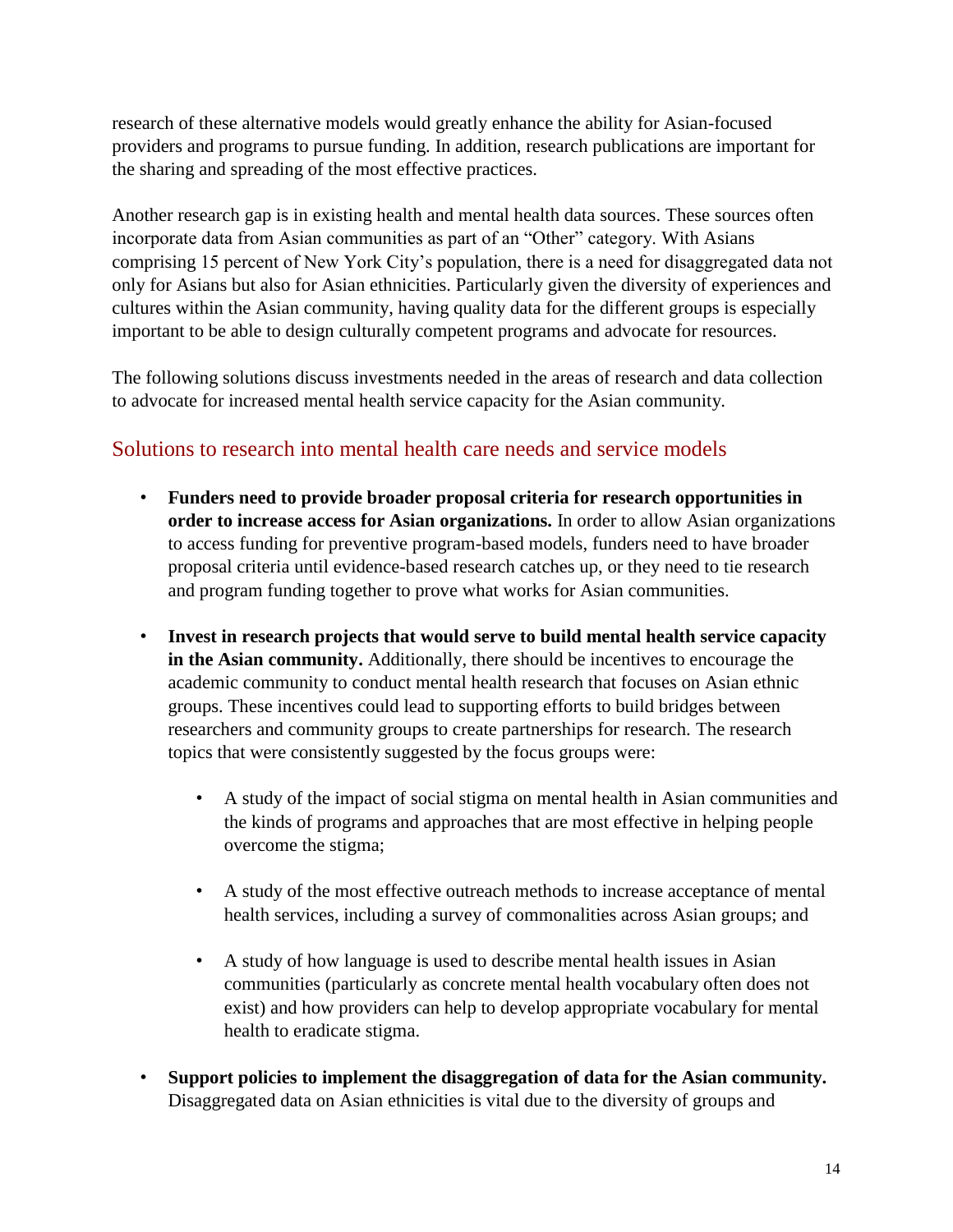research of these alternative models would greatly enhance the ability for Asian-focused providers and programs to pursue funding. In addition, research publications are important for the sharing and spreading of the most effective practices.

Another research gap is in existing health and mental health data sources. These sources often incorporate data from Asian communities as part of an "Other" category. With Asians comprising 15 percent of New York City's population, there is a need for disaggregated data not only for Asians but also for Asian ethnicities. Particularly given the diversity of experiences and cultures within the Asian community, having quality data for the different groups is especially important to be able to design culturally competent programs and advocate for resources.

The following solutions discuss investments needed in the areas of research and data collection to advocate for increased mental health service capacity for the Asian community.

## Solutions to research into mental health care needs and service models

- **Funders need to provide broader proposal criteria for research opportunities in order to increase access for Asian organizations.** In order to allow Asian organizations to access funding for preventive program-based models, funders need to have broader proposal criteria until evidence-based research catches up, or they need to tie research and program funding together to prove what works for Asian communities.
- **Invest in research projects that would serve to build mental health service capacity in the Asian community.** Additionally, there should be incentives to encourage the academic community to conduct mental health research that focuses on Asian ethnic groups. These incentives could lead to supporting efforts to build bridges between researchers and community groups to create partnerships for research. The research topics that were consistently suggested by the focus groups were:
    - A study of the impact of social stigma on mental health in Asian communities and the kinds of programs and approaches that are most effective in helping people overcome the stigma;
    - A study of the most effective outreach methods to increase acceptance of mental health services, including a survey of commonalities across Asian groups; and
    - A study of how language is used to describe mental health issues in Asian communities (particularly as concrete mental health vocabulary often does not exist) and how providers can help to develop appropriate vocabulary for mental health to eradicate stigma.
- **Support policies to implement the disaggregation of data for the Asian community.** Disaggregated data on Asian ethnicities is vital due to the diversity of groups and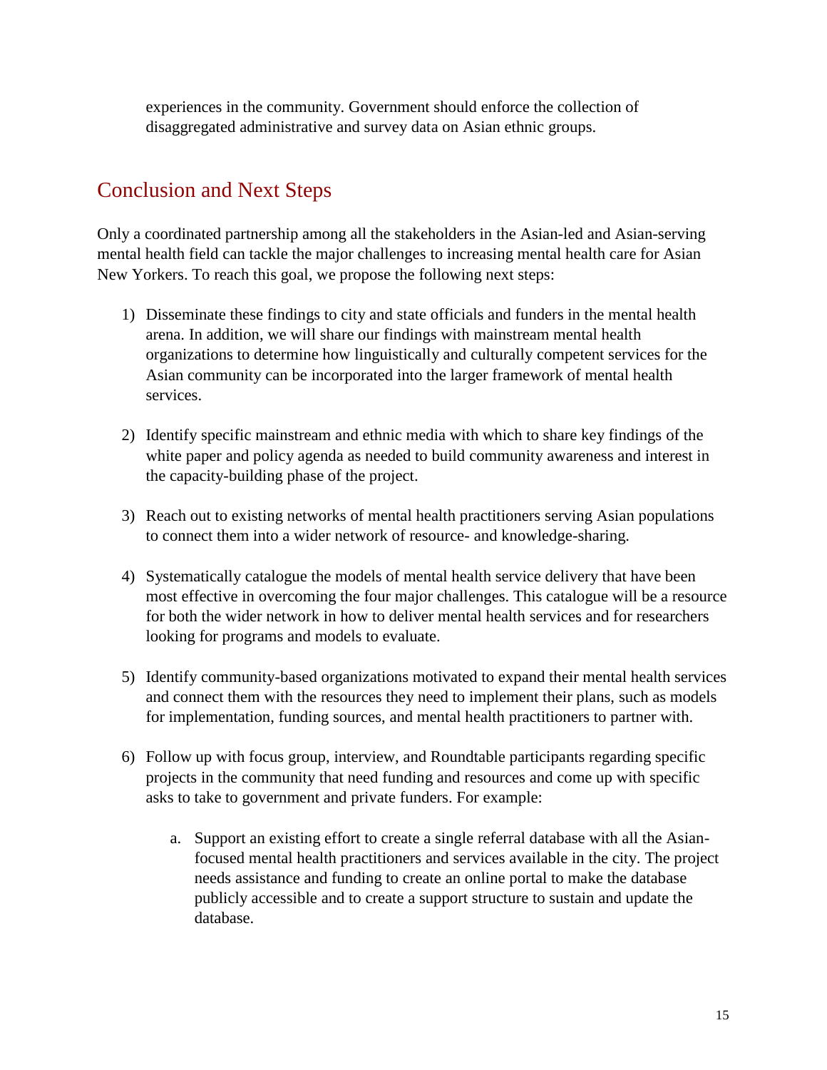experiences in the community. Government should enforce the collection of disaggregated administrative and survey data on Asian ethnic groups.

## Conclusion and Next Steps

Only a coordinated partnership among all the stakeholders in the Asian-led and Asian-serving mental health field can tackle the major challenges to increasing mental health care for Asian New Yorkers. To reach this goal, we propose the following next steps:

1) Disseminate these findings to city and state officials and funders in the mental health arena. In addition, we will share our findings with mainstream mental health organizations to determine how linguistically and culturally competent services for the Asian community can be incorporated into the larger framework of mental health services.

2) Identify specific mainstream and ethnic media with which to share key findings of the white paper and policy agenda as needed to build community awareness and interest in the capacity-building phase of the project.

3) Reach out to existing networks of mental health practitioners serving Asian populations to connect them into a wider network of resource- and knowledge-sharing.

4) Systematically catalogue the models of mental health service delivery that have been most effective in overcoming the four major challenges. This catalogue will be a resource for both the wider network in how to deliver mental health services and for researchers looking for programs and models to evaluate.

5) Identify community-based organizations motivated to expand their mental health services and connect them with the resources they need to implement their plans, such as models for implementation, funding sources, and mental health practitioners to partner with.

6) Follow up with focus group, interview, and Roundtable participants regarding specific projects in the community that need funding and resources and come up with specific asks to take to government and private funders. For example:

    a. Support an existing effort to create a single referral database with all the Asian-focused mental health practitioners and services available in the city. The project needs assistance and funding to create an online portal to make the database publicly accessible and to create a support structure to sustain and update the database.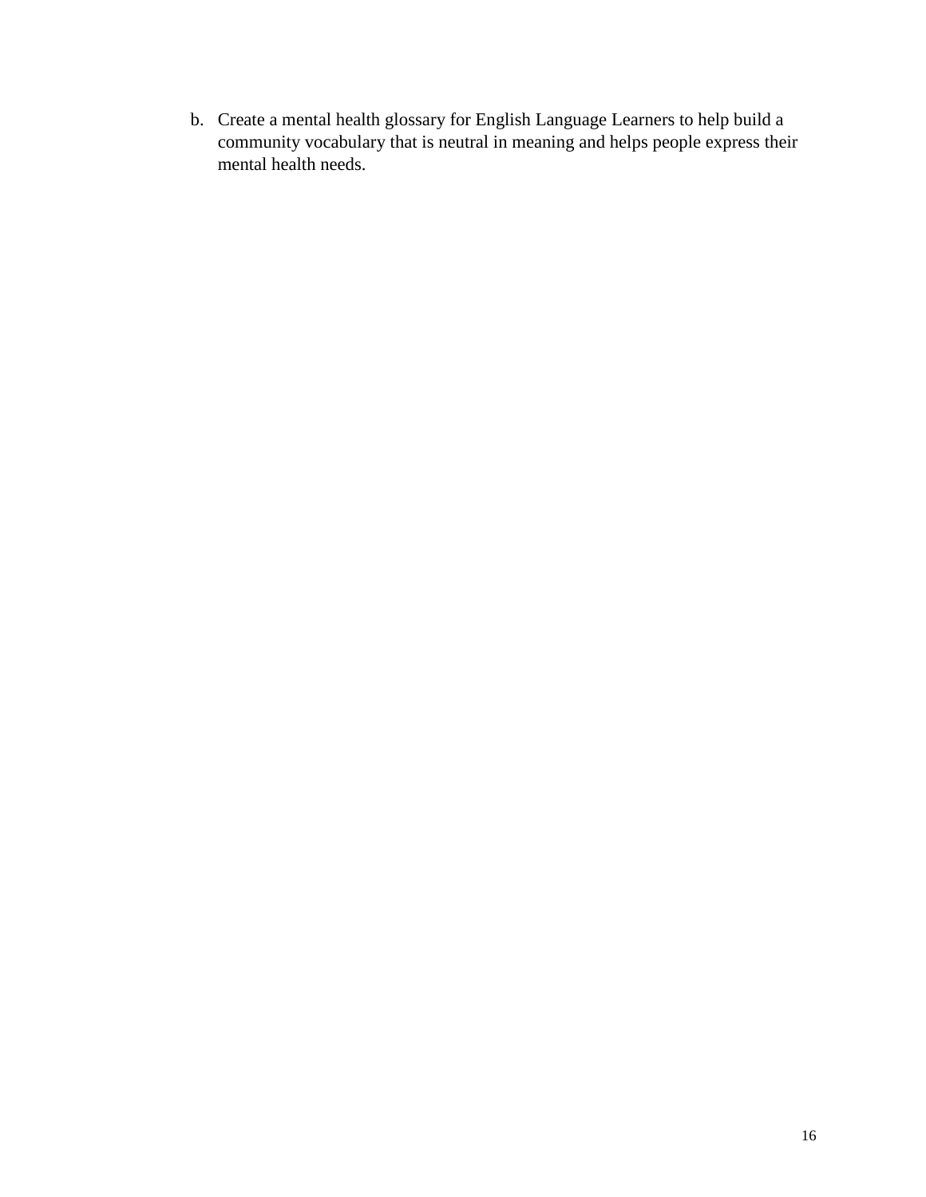b. Create a mental health glossary for English Language Learners to help build a community vocabulary that is neutral in meaning and helps people express their mental health needs.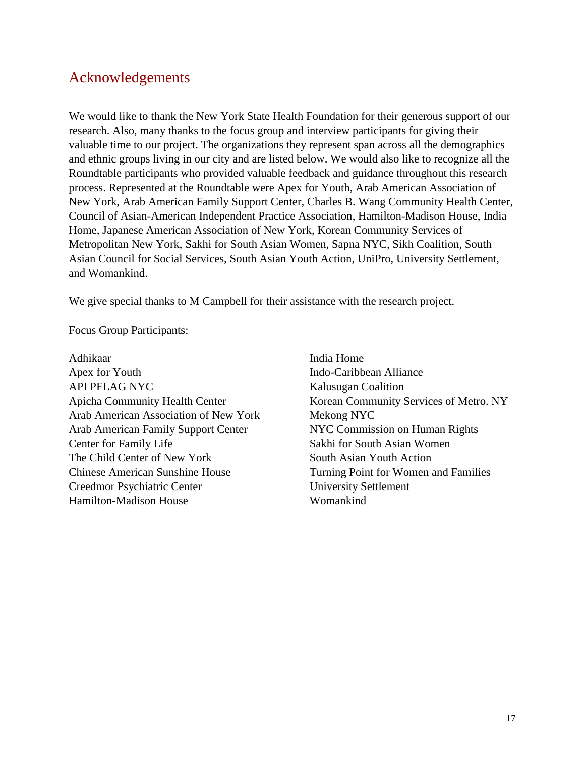## Acknowledgements

We would like to thank the New York State Health Foundation for their generous support of our research. Also, many thanks to the focus group and interview participants for giving their valuable time to our project. The organizations they represent span across all the demographics and ethnic groups living in our city and are listed below. We would also like to recognize all the Roundtable participants who provided valuable feedback and guidance throughout this research process. Represented at the Roundtable were Apex for Youth, Arab American Association of New York, Arab American Family Support Center, Charles B. Wang Community Health Center, Council of Asian-American Independent Practice Association, Hamilton-Madison House, India Home, Japanese American Association of New York, Korean Community Services of Metropolitan New York, Sakhi for South Asian Women, Sapna NYC, Sikh Coalition, South Asian Council for Social Services, South Asian Youth Action, UniPro, University Settlement, and Womankind.

We give special thanks to M Campbell for their assistance with the research project.

Focus Group Participants:

Adhikaar
Apex for Youth
API PFLAG NYC
Apicha Community Health Center
Arab American Association of New York
Arab American Family Support Center
Center for Family Life
The Child Center of New York
Chinese American Sunshine House
Creedmor Psychiatric Center
Hamilton-Madison House
India Home
Indo-Caribbean Alliance
Kalusugan Coalition
Korean Community Services of Metro. NY
Mekong NYC
NYC Commission on Human Rights
Sakhi for South Asian Women
South Asian Youth Action
Turning Point for Women and Families
University Settlement
Womankind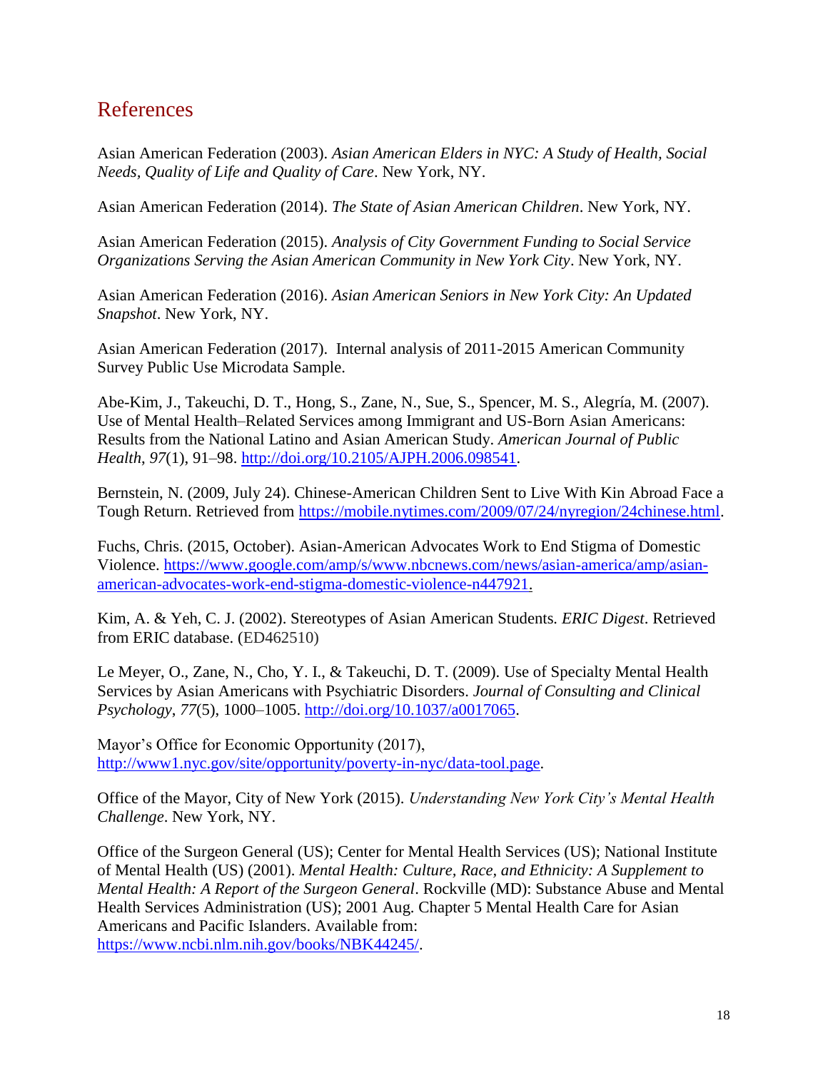# References

Asian American Federation (2003). *Asian American Elders in NYC: A Study of Health, Social Needs, Quality of Life and Quality of Care*. New York, NY.

Asian American Federation (2014). *The State of Asian American Children*. New York, NY.

Asian American Federation (2015). *Analysis of City Government Funding to Social Service Organizations Serving the Asian American Community in New York City*. New York, NY.

Asian American Federation (2016). *Asian American Seniors in New York City: An Updated Snapshot*. New York, NY.

Asian American Federation (2017). Internal analysis of 2011-2015 American Community Survey Public Use Microdata Sample.

Abe-Kim, J., Takeuchi, D. T., Hong, S., Zane, N., Sue, S., Spencer, M. S., Alegría, M. (2007). Use of Mental Health–Related Services among Immigrant and US-Born Asian Americans: Results from the National Latino and Asian American Study. *American Journal of Public Health*, *97*(1), 91–98. http://doi.org/10.2105/AJPH.2006.098541.

Bernstein, N. (2009, July 24). Chinese-American Children Sent to Live With Kin Abroad Face a Tough Return. Retrieved from https://mobile.nytimes.com/2009/07/24/nyregion/24chinese.html.

Fuchs, Chris. (2015, October). Asian-American Advocates Work to End Stigma of Domestic Violence. https://www.google.com/amp/s/www.nbcnews.com/news/asian-america/amp/asian-american-advocates-work-end-stigma-domestic-violence-n447921.

Kim, A. & Yeh, C. J. (2002). Stereotypes of Asian American Students. *ERIC Digest*. Retrieved from ERIC database. (ED462510)

Le Meyer, O., Zane, N., Cho, Y. I., & Takeuchi, D. T. (2009). Use of Specialty Mental Health Services by Asian Americans with Psychiatric Disorders. *Journal of Consulting and Clinical Psychology*, *77*(5), 1000–1005. http://doi.org/10.1037/a0017065.

Mayor's Office for Economic Opportunity (2017), http://www1.nyc.gov/site/opportunity/poverty-in-nyc/data-tool.page.

Office of the Mayor, City of New York (2015). *Understanding New York City's Mental Health Challenge*. New York, NY.

Office of the Surgeon General (US); Center for Mental Health Services (US); National Institute of Mental Health (US) (2001). *Mental Health: Culture, Race, and Ethnicity: A Supplement to Mental Health: A Report of the Surgeon General*. Rockville (MD): Substance Abuse and Mental Health Services Administration (US); 2001 Aug. Chapter 5 Mental Health Care for Asian Americans and Pacific Islanders. Available from: https://www.ncbi.nlm.nih.gov/books/NBK44245/.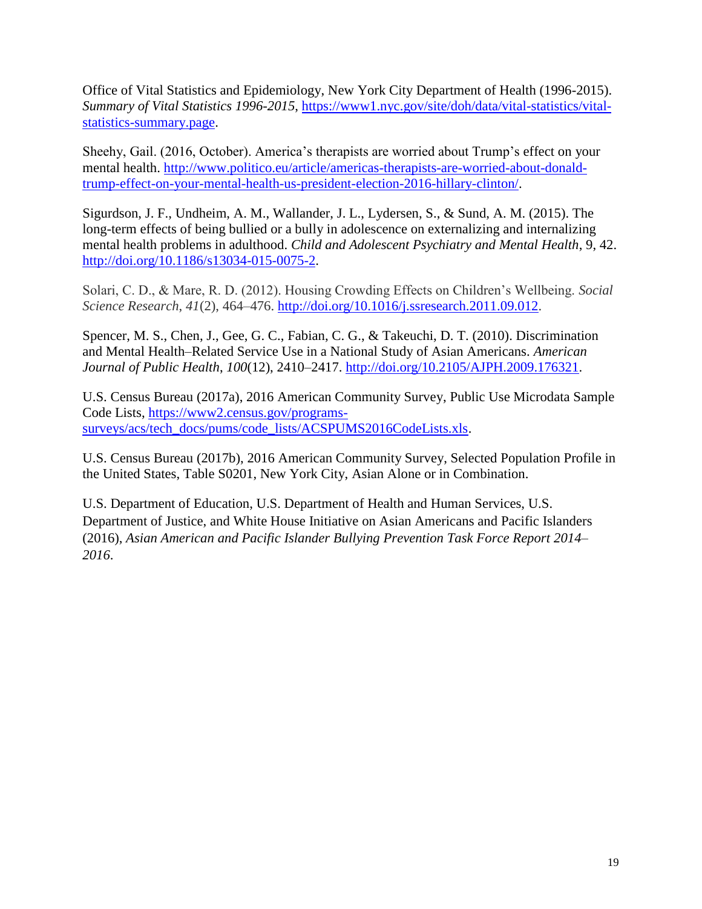Office of Vital Statistics and Epidemiology, New York City Department of Health (1996-2015). *Summary of Vital Statistics 1996-2015*, https://www1.nyc.gov/site/doh/data/vital-statistics/vital-statistics-summary.page.

Sheehy, Gail. (2016, October). America's therapists are worried about Trump's effect on your mental health. http://www.politico.eu/article/americas-therapists-are-worried-about-donald-trump-effect-on-your-mental-health-us-president-election-2016-hillary-clinton/.

Sigurdson, J. F., Undheim, A. M., Wallander, J. L., Lydersen, S., & Sund, A. M. (2015). The long-term effects of being bullied or a bully in adolescence on externalizing and internalizing mental health problems in adulthood. *Child and Adolescent Psychiatry and Mental Health*, 9, 42. http://doi.org/10.1186/s13034-015-0075-2.

Solari, C. D., & Mare, R. D. (2012). Housing Crowding Effects on Children's Wellbeing. *Social Science Research*, *41*(2), 464–476. http://doi.org/10.1016/j.ssresearch.2011.09.012.

Spencer, M. S., Chen, J., Gee, G. C., Fabian, C. G., & Takeuchi, D. T. (2010). Discrimination and Mental Health–Related Service Use in a National Study of Asian Americans. *American Journal of Public Health*, *100*(12), 2410–2417. http://doi.org/10.2105/AJPH.2009.176321.

U.S. Census Bureau (2017a), 2016 American Community Survey, Public Use Microdata Sample Code Lists, https://www2.census.gov/programs-surveys/acs/tech_docs/pums/code_lists/ACSPUMS2016CodeLists.xls.

U.S. Census Bureau (2017b), 2016 American Community Survey, Selected Population Profile in the United States, Table S0201, New York City, Asian Alone or in Combination.

U.S. Department of Education, U.S. Department of Health and Human Services, U.S. Department of Justice, and White House Initiative on Asian Americans and Pacific Islanders (2016), *Asian American and Pacific Islander Bullying Prevention Task Force Report 2014–2016*.